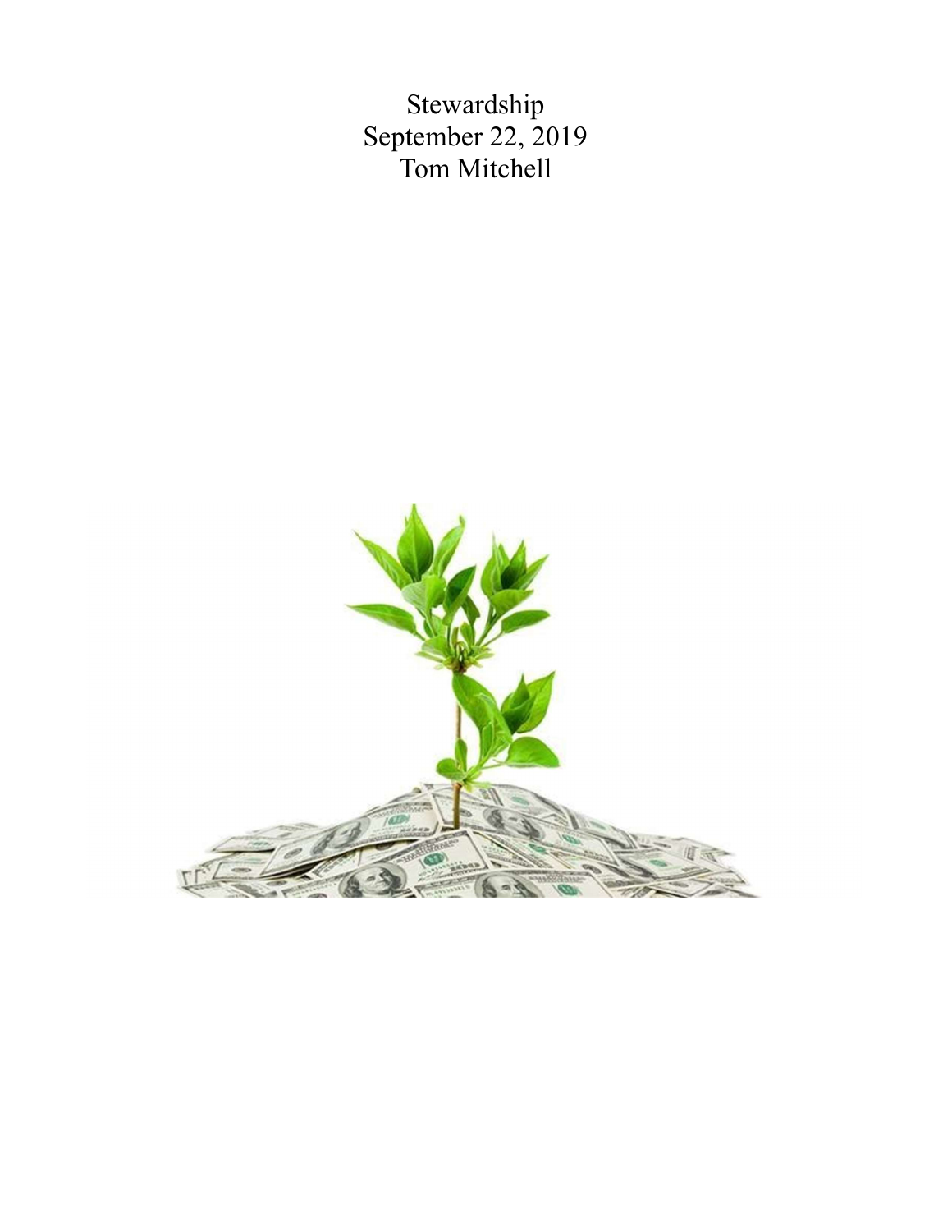# Stewardship
September 22, 2019
Tom Mitchell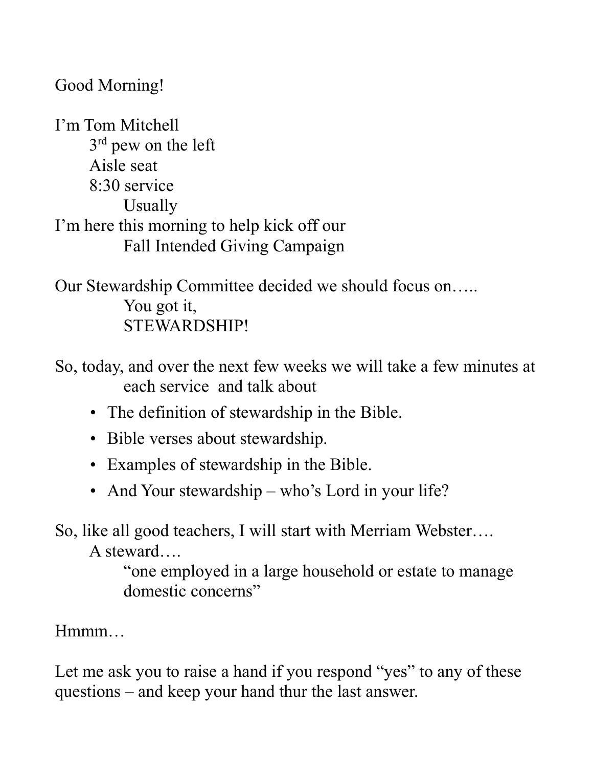Good Morning!

I'm Tom Mitchell

3rd pew on the left

Aisle seat

8:30 service

Usually

I'm here this morning to help kick off our

Fall Intended Giving Campaign

Our Stewardship Committee decided we should focus on…..

You got it,

STEWARDSHIP!

So, today, and over the next few weeks we will take a few minutes at each service and talk about

- The definition of stewardship in the Bible.
- Bible verses about stewardship.
- Examples of stewardship in the Bible.
- And Your stewardship – who's Lord in your life?

So, like all good teachers, I will start with Merriam Webster….

A steward….

"one employed in a large household or estate to manage domestic concerns"

Hmmm…

Let me ask you to raise a hand if you respond "yes" to any of these questions – and keep your hand thur the last answer.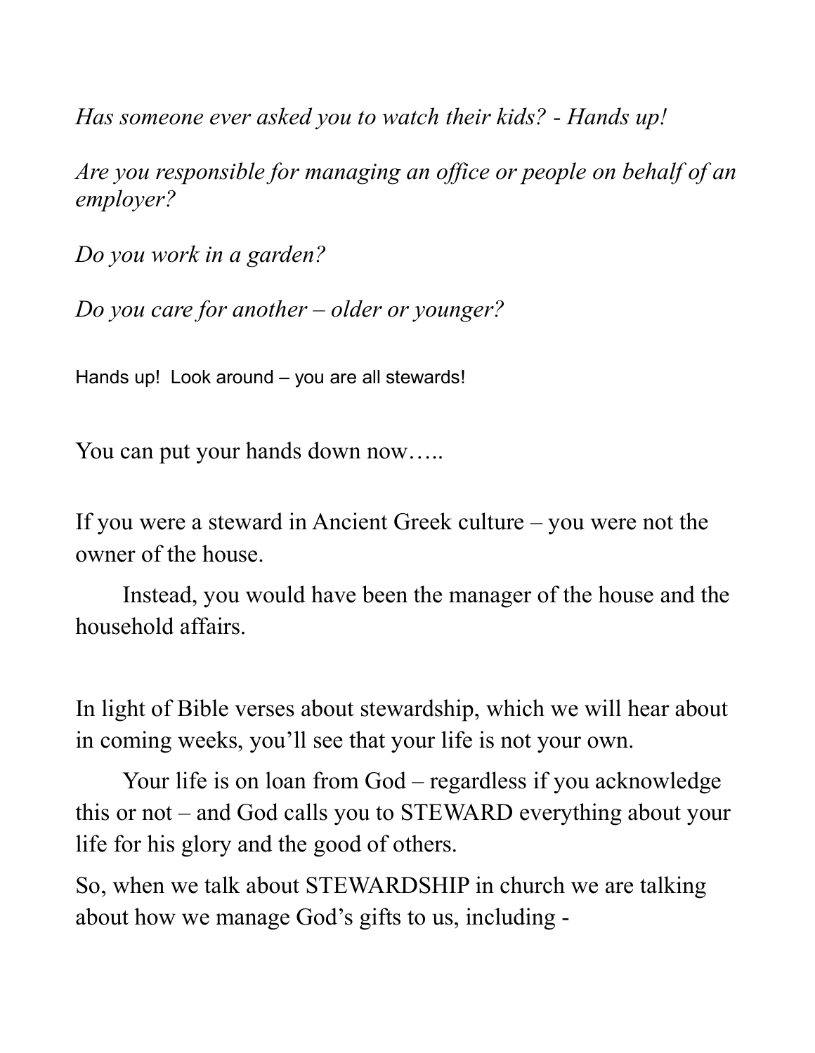*Has someone ever asked you to watch their kids? - Hands up!*

*Are you responsible for managing an office or people on behalf of an employer?*

*Do you work in a garden?*

*Do you care for another – older or younger?*

Hands up! Look around – you are all stewards!

You can put your hands down now…..

If you were a steward in Ancient Greek culture – you were not the owner of the house.

Instead, you would have been the manager of the house and the household affairs.

In light of Bible verses about stewardship, which we will hear about in coming weeks, you'll see that your life is not your own.

Your life is on loan from God – regardless if you acknowledge this or not – and God calls you to STEWARD everything about your life for his glory and the good of others.

So, when we talk about STEWARDSHIP in church we are talking about how we manage God's gifts to us, including -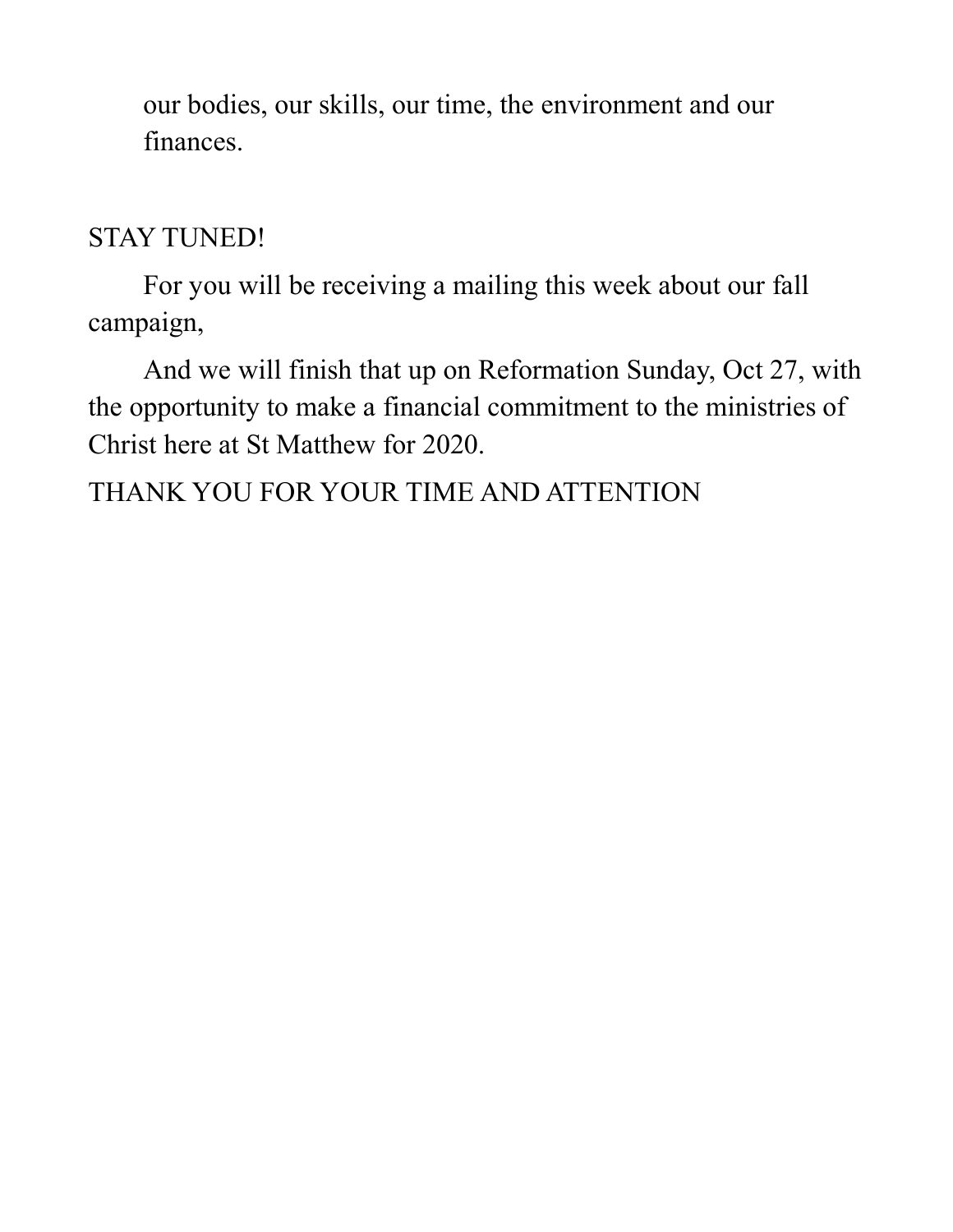our bodies, our skills, our time, the environment and our finances.

STAY TUNED!

For you will be receiving a mailing this week about our fall campaign,

And we will finish that up on Reformation Sunday, Oct 27, with the opportunity to make a financial commitment to the ministries of Christ here at St Matthew for 2020.

THANK YOU FOR YOUR TIME AND ATTENTION